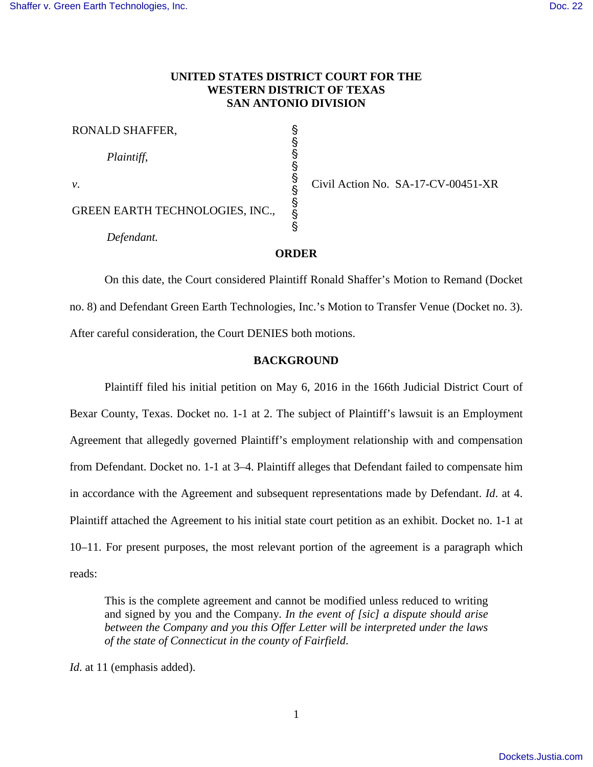**UNITED STATES DISTRICT COURT FOR THE WESTERN DISTRICT OF TEXAS SAN ANTONIO DIVISION**

RONALD SHAFFER,

*Plaintiff*,

*v*.

GREEN EARTH TECHNOLOGIES, INC.,

*Defendant.*

Civil Action No. SA-17-CV-00451-XR

**ORDER**

On this date, the Court considered Plaintiff Ronald Shaffer's Motion to Remand (Docket no. 8) and Defendant Green Earth Technologies, Inc.'s Motion to Transfer Venue (Docket no. 3). After careful consideration, the Court DENIES both motions.

**BACKGROUND**

Plaintiff filed his initial petition on May 6, 2016 in the 166th Judicial District Court of Bexar County, Texas. Docket no. 1-1 at 2. The subject of Plaintiff's lawsuit is an Employment Agreement that allegedly governed Plaintiff's employment relationship with and compensation from Defendant. Docket no. 1-1 at 3–4. Plaintiff alleges that Defendant failed to compensate him in accordance with the Agreement and subsequent representations made by Defendant. *Id*. at 4. Plaintiff attached the Agreement to his initial state court petition as an exhibit. Docket no. 1-1 at 10–11. For present purposes, the most relevant portion of the agreement is a paragraph which reads:

> This is the complete agreement and cannot be modified unless reduced to writing and signed by you and the Company. *In the event of [sic] a dispute should arise between the Company and you this Offer Letter will be interpreted under the laws of the state of Connecticut in the county of Fairfield.*

*Id.* at 11 (emphasis added).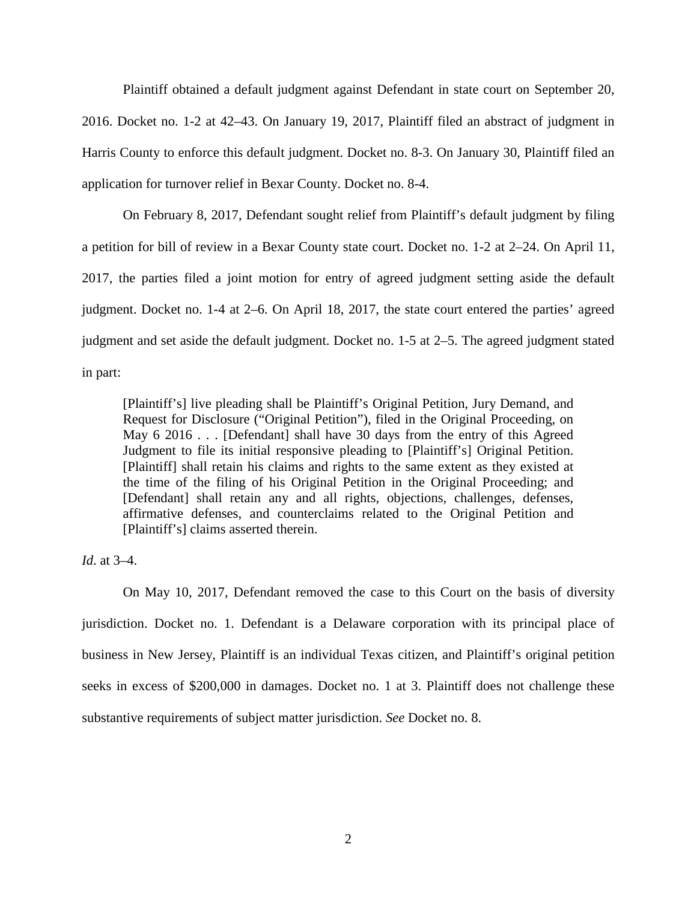Plaintiff obtained a default judgment against Defendant in state court on September 20, 2016. Docket no. 1-2 at 42–43. On January 19, 2017, Plaintiff filed an abstract of judgment in Harris County to enforce this default judgment. Docket no. 8-3. On January 30, Plaintiff filed an application for turnover relief in Bexar County. Docket no. 8-4.

On February 8, 2017, Defendant sought relief from Plaintiff's default judgment by filing a petition for bill of review in a Bexar County state court. Docket no. 1-2 at 2–24. On April 11, 2017, the parties filed a joint motion for entry of agreed judgment setting aside the default judgment. Docket no. 1-4 at 2–6. On April 18, 2017, the state court entered the parties' agreed judgment and set aside the default judgment. Docket no. 1-5 at 2–5. The agreed judgment stated in part:

> [Plaintiff's] live pleading shall be Plaintiff's Original Petition, Jury Demand, and Request for Disclosure ("Original Petition"), filed in the Original Proceeding, on May 6 2016 . . . [Defendant] shall have 30 days from the entry of this Agreed Judgment to file its initial responsive pleading to [Plaintiff's] Original Petition. [Plaintiff] shall retain his claims and rights to the same extent as they existed at the time of the filing of his Original Petition in the Original Proceeding; and [Defendant] shall retain any and all rights, objections, challenges, defenses, affirmative defenses, and counterclaims related to the Original Petition and [Plaintiff's] claims asserted therein.

*Id*. at 3–4.

On May 10, 2017, Defendant removed the case to this Court on the basis of diversity jurisdiction. Docket no. 1. Defendant is a Delaware corporation with its principal place of business in New Jersey, Plaintiff is an individual Texas citizen, and Plaintiff's original petition seeks in excess of $200,000 in damages. Docket no. 1 at 3. Plaintiff does not challenge these substantive requirements of subject matter jurisdiction. *See* Docket no. 8.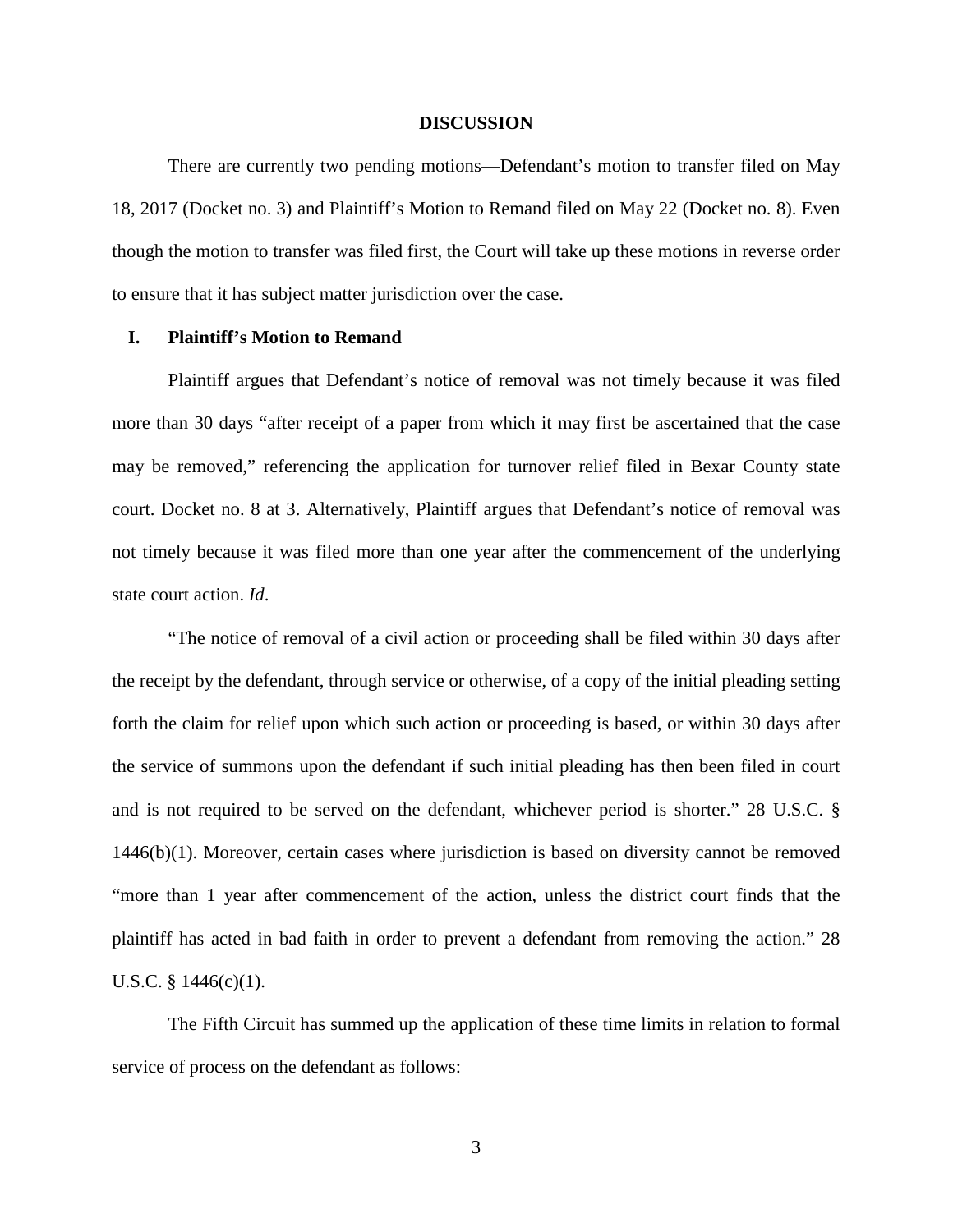## DISCUSSION

There are currently two pending motions—Defendant's motion to transfer filed on May 18, 2017 (Docket no. 3) and Plaintiff's Motion to Remand filed on May 22 (Docket no. 8). Even though the motion to transfer was filed first, the Court will take up these motions in reverse order to ensure that it has subject matter jurisdiction over the case.

### I. Plaintiff's Motion to Remand

Plaintiff argues that Defendant's notice of removal was not timely because it was filed more than 30 days "after receipt of a paper from which it may first be ascertained that the case may be removed," referencing the application for turnover relief filed in Bexar County state court. Docket no. 8 at 3. Alternatively, Plaintiff argues that Defendant's notice of removal was not timely because it was filed more than one year after the commencement of the underlying state court action. *Id*.

"The notice of removal of a civil action or proceeding shall be filed within 30 days after the receipt by the defendant, through service or otherwise, of a copy of the initial pleading setting forth the claim for relief upon which such action or proceeding is based, or within 30 days after the service of summons upon the defendant if such initial pleading has then been filed in court and is not required to be served on the defendant, whichever period is shorter." 28 U.S.C. § 1446(b)(1). Moreover, certain cases where jurisdiction is based on diversity cannot be removed "more than 1 year after commencement of the action, unless the district court finds that the plaintiff has acted in bad faith in order to prevent a defendant from removing the action." 28 U.S.C. § 1446(c)(1).

The Fifth Circuit has summed up the application of these time limits in relation to formal service of process on the defendant as follows: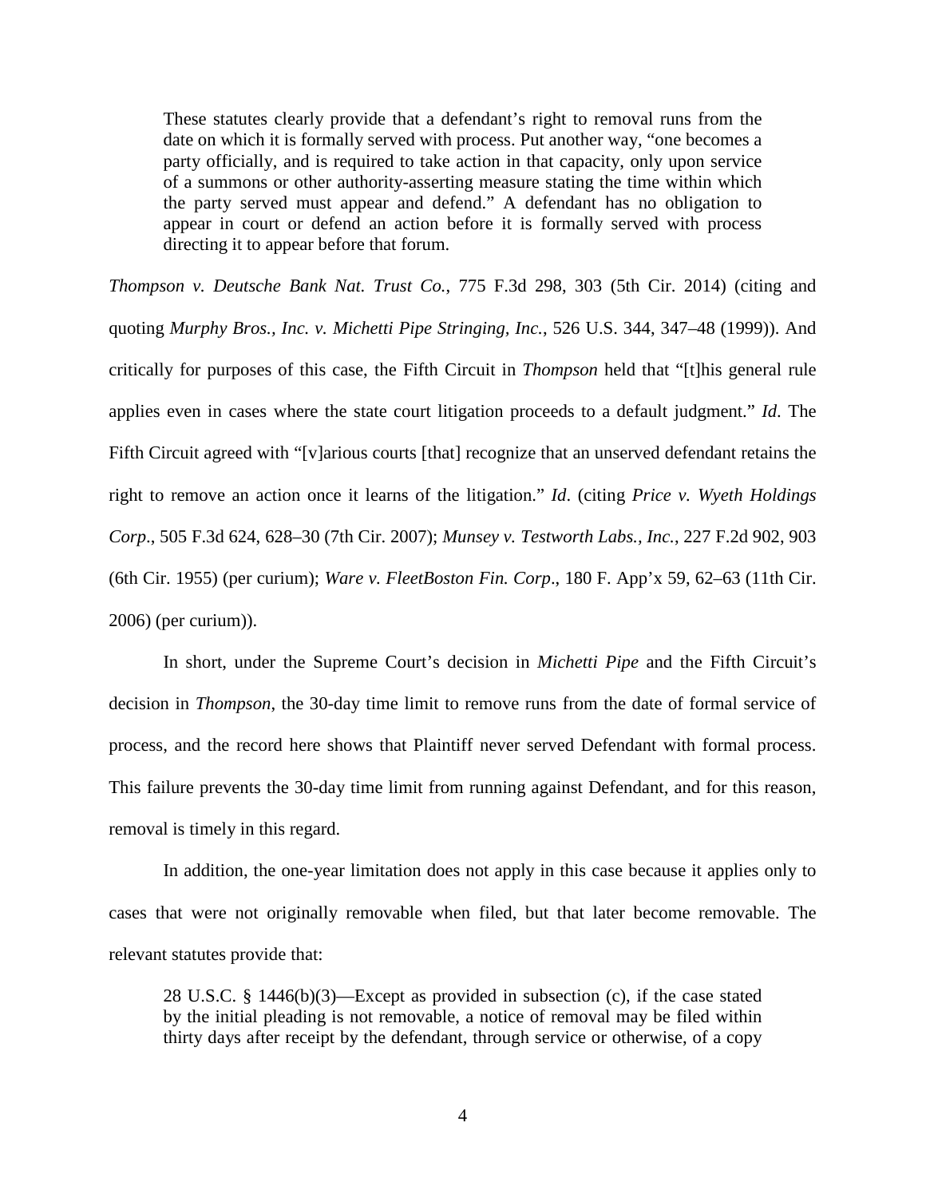> These statutes clearly provide that a defendant's right to removal runs from the date on which it is formally served with process. Put another way, "one becomes a party officially, and is required to take action in that capacity, only upon service of a summons or other authority-asserting measure stating the time within which the party served must appear and defend." A defendant has no obligation to appear in court or defend an action before it is formally served with process directing it to appear before that forum.

*Thompson v. Deutsche Bank Nat. Trust Co.*, 775 F.3d 298, 303 (5th Cir. 2014) (citing and quoting *Murphy Bros., Inc. v. Michetti Pipe Stringing, Inc.*, 526 U.S. 344, 347–48 (1999)). And critically for purposes of this case, the Fifth Circuit in *Thompson* held that "[t]his general rule applies even in cases where the state court litigation proceeds to a default judgment." *Id*. The Fifth Circuit agreed with "[v]arious courts [that] recognize that an unserved defendant retains the right to remove an action once it learns of the litigation." *Id*. (citing *Price v. Wyeth Holdings Corp*., 505 F.3d 624, 628–30 (7th Cir. 2007); *Munsey v. Testworth Labs., Inc.*, 227 F.2d 902, 903 (6th Cir. 1955) (per curium); *Ware v. FleetBoston Fin. Corp*., 180 F. App'x 59, 62–63 (11th Cir. 2006) (per curium)).

In short, under the Supreme Court's decision in *Michetti Pipe* and the Fifth Circuit's decision in *Thompson*, the 30-day time limit to remove runs from the date of formal service of process, and the record here shows that Plaintiff never served Defendant with formal process. This failure prevents the 30-day time limit from running against Defendant, and for this reason, removal is timely in this regard.

In addition, the one-year limitation does not apply in this case because it applies only to cases that were not originally removable when filed, but that later become removable. The relevant statutes provide that:

> 28 U.S.C. § 1446(b)(3)—Except as provided in subsection (c), if the case stated by the initial pleading is not removable, a notice of removal may be filed within thirty days after receipt by the defendant, through service or otherwise, of a copy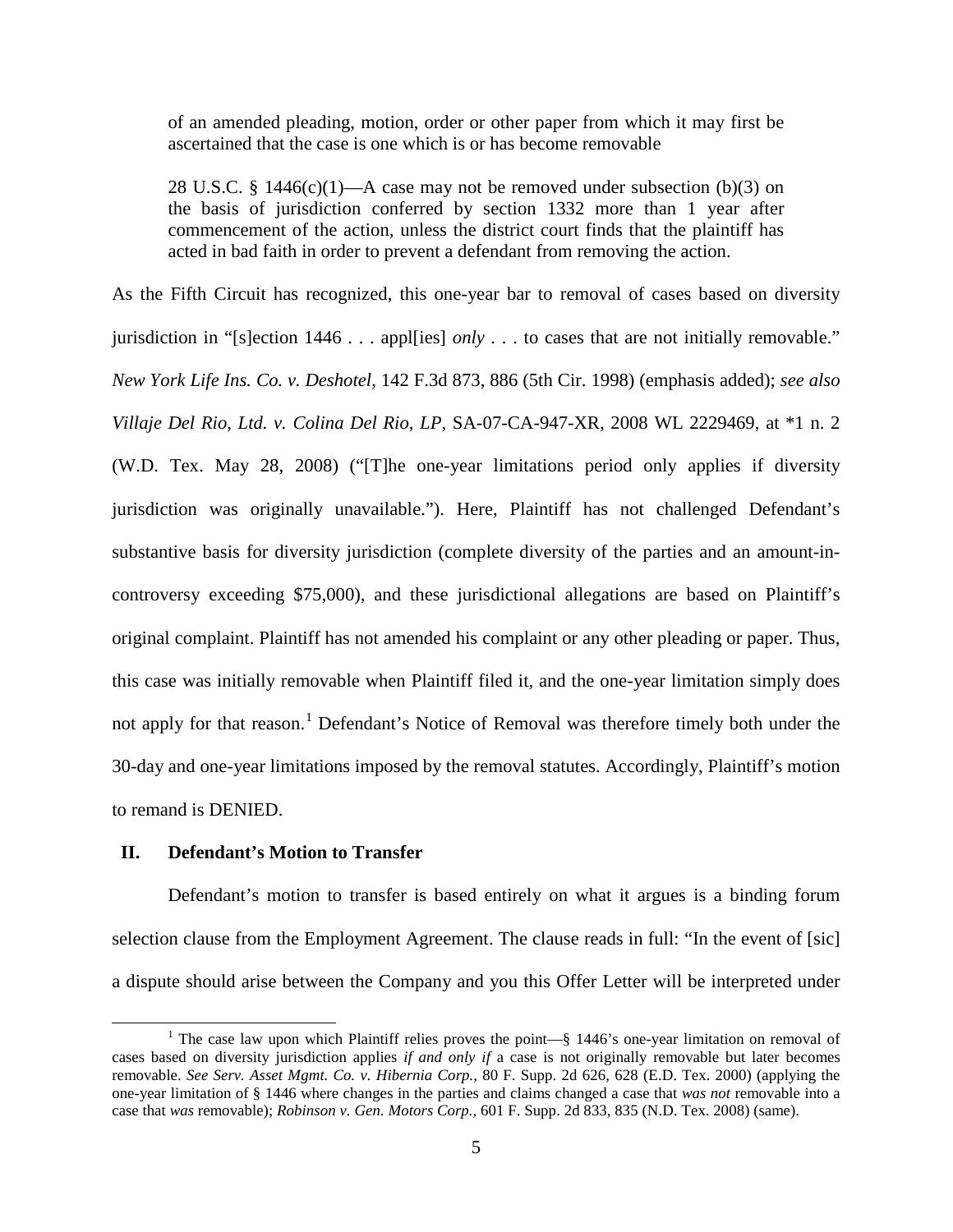> of an amended pleading, motion, order or other paper from which it may first be ascertained that the case is one which is or has become removable
>
> 28 U.S.C. § 1446(c)(1)—A case may not be removed under subsection (b)(3) on the basis of jurisdiction conferred by section 1332 more than 1 year after commencement of the action, unless the district court finds that the plaintiff has acted in bad faith in order to prevent a defendant from removing the action.

As the Fifth Circuit has recognized, this one-year bar to removal of cases based on diversity jurisdiction in "[s]ection 1446 . . . appl[ies] *only* . . . to cases that are not initially removable." *New York Life Ins. Co. v. Deshotel*, 142 F.3d 873, 886 (5th Cir. 1998) (emphasis added); *see also Villaje Del Rio, Ltd. v. Colina Del Rio, LP*, SA-07-CA-947-XR, 2008 WL 2229469, at *1 n. 2 (W.D. Tex. May 28, 2008) ("[T]he one-year limitations period only applies if diversity jurisdiction was originally unavailable."). Here, Plaintiff has not challenged Defendant's substantive basis for diversity jurisdiction (complete diversity of the parties and an amount-in-controversy exceeding $75,000), and these jurisdictional allegations are based on Plaintiff's original complaint. Plaintiff has not amended his complaint or any other pleading or paper. Thus, this case was initially removable when Plaintiff filed it, and the one-year limitation simply does not apply for that reason.[1] Defendant's Notice of Removal was therefore timely both under the 30-day and one-year limitations imposed by the removal statutes. Accordingly, Plaintiff's motion to remand is DENIED.

## II. Defendant's Motion to Transfer

Defendant's motion to transfer is based entirely on what it argues is a binding forum selection clause from the Employment Agreement. The clause reads in full: "In the event of [sic] a dispute should arise between the Company and you this Offer Letter will be interpreted under

---

[1] The case law upon which Plaintiff relies proves the point—§ 1446's one-year limitation on removal of cases based on diversity jurisdiction applies *if and only if* a case is not originally removable but later becomes removable. *See Serv. Asset Mgmt. Co. v. Hibernia Corp.*, 80 F. Supp. 2d 626, 628 (E.D. Tex. 2000) (applying the one-year limitation of § 1446 where changes in the parties and claims changed a case that *was not* removable into a case that *was* removable); *Robinson v. Gen. Motors Corp.*, 601 F. Supp. 2d 833, 835 (N.D. Tex. 2008) (same).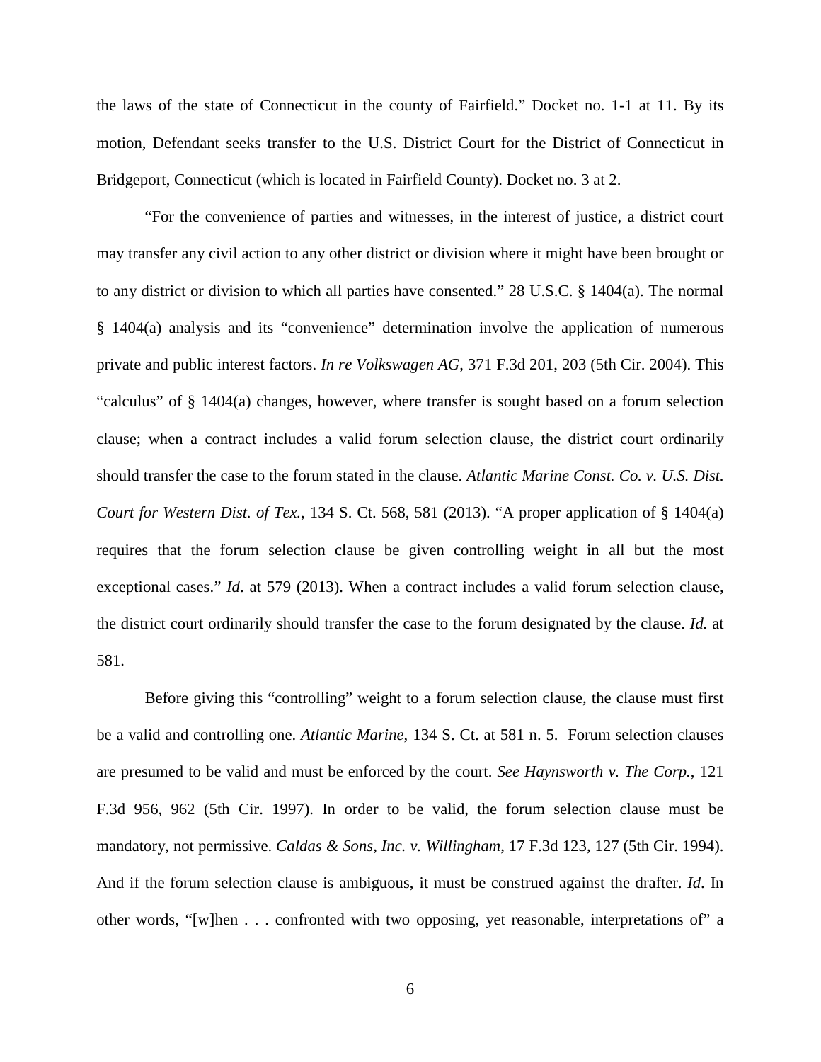the laws of the state of Connecticut in the county of Fairfield." Docket no. 1-1 at 11. By its motion, Defendant seeks transfer to the U.S. District Court for the District of Connecticut in Bridgeport, Connecticut (which is located in Fairfield County). Docket no. 3 at 2.

"For the convenience of parties and witnesses, in the interest of justice, a district court may transfer any civil action to any other district or division where it might have been brought or to any district or division to which all parties have consented." 28 U.S.C. § 1404(a). The normal § 1404(a) analysis and its "convenience" determination involve the application of numerous private and public interest factors. *In re Volkswagen AG*, 371 F.3d 201, 203 (5th Cir. 2004). This "calculus" of § 1404(a) changes, however, where transfer is sought based on a forum selection clause; when a contract includes a valid forum selection clause, the district court ordinarily should transfer the case to the forum stated in the clause. *Atlantic Marine Const. Co. v. U.S. Dist. Court for Western Dist. of Tex.*, 134 S. Ct. 568, 581 (2013). "A proper application of § 1404(a) requires that the forum selection clause be given controlling weight in all but the most exceptional cases." *Id*. at 579 (2013). When a contract includes a valid forum selection clause, the district court ordinarily should transfer the case to the forum designated by the clause. *Id.* at 581.

Before giving this "controlling" weight to a forum selection clause, the clause must first be a valid and controlling one. *Atlantic Marine*, 134 S. Ct. at 581 n. 5. Forum selection clauses are presumed to be valid and must be enforced by the court. *See Haynsworth v. The Corp.*, 121 F.3d 956, 962 (5th Cir. 1997). In order to be valid, the forum selection clause must be mandatory, not permissive. *Caldas & Sons, Inc. v. Willingham*, 17 F.3d 123, 127 (5th Cir. 1994). And if the forum selection clause is ambiguous, it must be construed against the drafter. *Id*. In other words, "[w]hen . . . confronted with two opposing, yet reasonable, interpretations of" a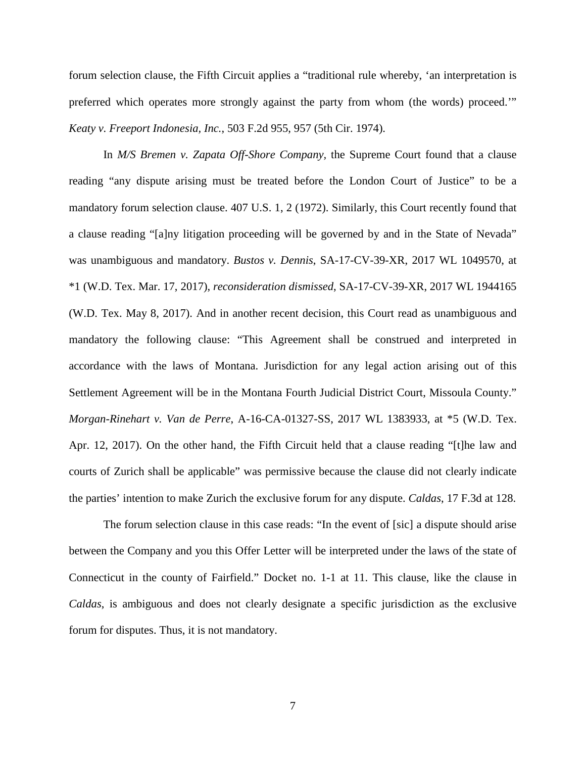forum selection clause, the Fifth Circuit applies a "traditional rule whereby, 'an interpretation is preferred which operates more strongly against the party from whom (the words) proceed.'" *Keaty v. Freeport Indonesia, Inc.*, 503 F.2d 955, 957 (5th Cir. 1974).

In *M/S Bremen v. Zapata Off-Shore Company*, the Supreme Court found that a clause reading "any dispute arising must be treated before the London Court of Justice" to be a mandatory forum selection clause. 407 U.S. 1, 2 (1972). Similarly, this Court recently found that a clause reading "[a]ny litigation proceeding will be governed by and in the State of Nevada" was unambiguous and mandatory. *Bustos v. Dennis*, SA-17-CV-39-XR, 2017 WL 1049570, at *1 (W.D. Tex. Mar. 17, 2017), *reconsideration dismissed*, SA-17-CV-39-XR, 2017 WL 1944165 (W.D. Tex. May 8, 2017). And in another recent decision, this Court read as unambiguous and mandatory the following clause: "This Agreement shall be construed and interpreted in accordance with the laws of Montana. Jurisdiction for any legal action arising out of this Settlement Agreement will be in the Montana Fourth Judicial District Court, Missoula County." *Morgan-Rinehart v. Van de Perre*, A-16-CA-01327-SS, 2017 WL 1383933, at *5 (W.D. Tex. Apr. 12, 2017). On the other hand, the Fifth Circuit held that a clause reading "[t]he law and courts of Zurich shall be applicable" was permissive because the clause did not clearly indicate the parties' intention to make Zurich the exclusive forum for any dispute. *Caldas*, 17 F.3d at 128.

The forum selection clause in this case reads: "In the event of [sic] a dispute should arise between the Company and you this Offer Letter will be interpreted under the laws of the state of Connecticut in the county of Fairfield." Docket no. 1-1 at 11. This clause, like the clause in *Caldas*, is ambiguous and does not clearly designate a specific jurisdiction as the exclusive forum for disputes. Thus, it is not mandatory.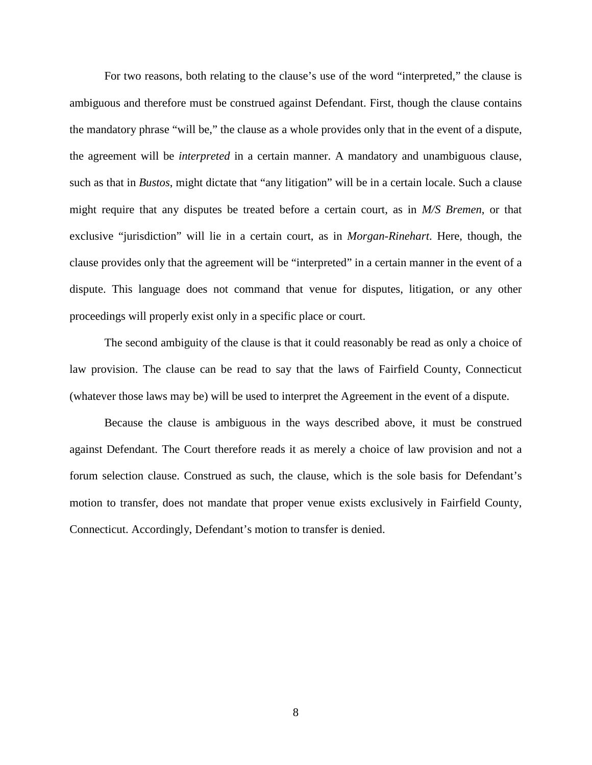For two reasons, both relating to the clause's use of the word "interpreted," the clause is ambiguous and therefore must be construed against Defendant. First, though the clause contains the mandatory phrase "will be," the clause as a whole provides only that in the event of a dispute, the agreement will be *interpreted* in a certain manner. A mandatory and unambiguous clause, such as that in *Bustos*, might dictate that "any litigation" will be in a certain locale. Such a clause might require that any disputes be treated before a certain court, as in *M/S Bremen*, or that exclusive "jurisdiction" will lie in a certain court, as in *Morgan-Rinehart*. Here, though, the clause provides only that the agreement will be "interpreted" in a certain manner in the event of a dispute. This language does not command that venue for disputes, litigation, or any other proceedings will properly exist only in a specific place or court.

The second ambiguity of the clause is that it could reasonably be read as only a choice of law provision. The clause can be read to say that the laws of Fairfield County, Connecticut (whatever those laws may be) will be used to interpret the Agreement in the event of a dispute.

Because the clause is ambiguous in the ways described above, it must be construed against Defendant. The Court therefore reads it as merely a choice of law provision and not a forum selection clause. Construed as such, the clause, which is the sole basis for Defendant's motion to transfer, does not mandate that proper venue exists exclusively in Fairfield County, Connecticut. Accordingly, Defendant's motion to transfer is denied.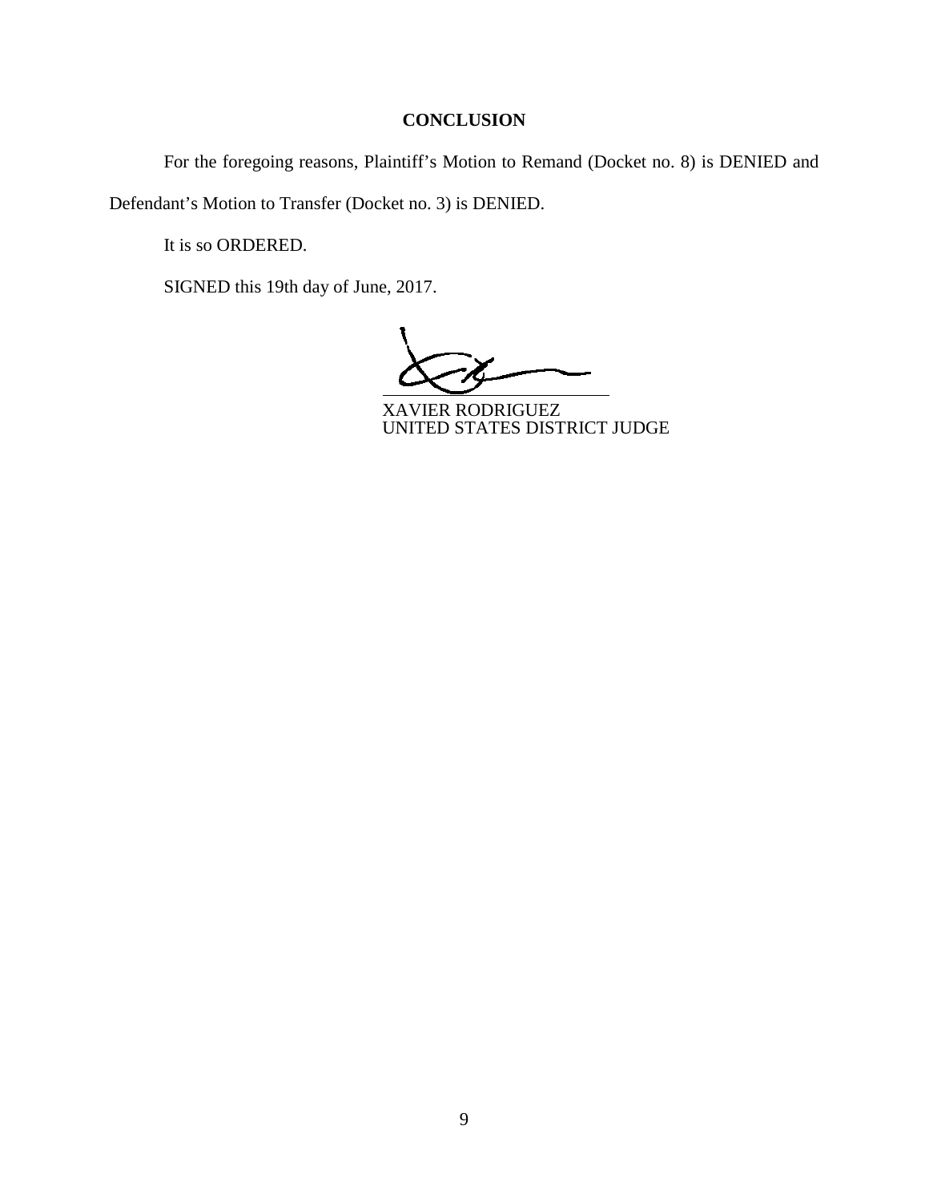## CONCLUSION

For the foregoing reasons, Plaintiff's Motion to Remand (Docket no. 8) is DENIED and Defendant's Motion to Transfer (Docket no. 3) is DENIED.

It is so ORDERED.

SIGNED this 19th day of June, 2017.

XAVIER RODRIGUEZ
UNITED STATES DISTRICT JUDGE